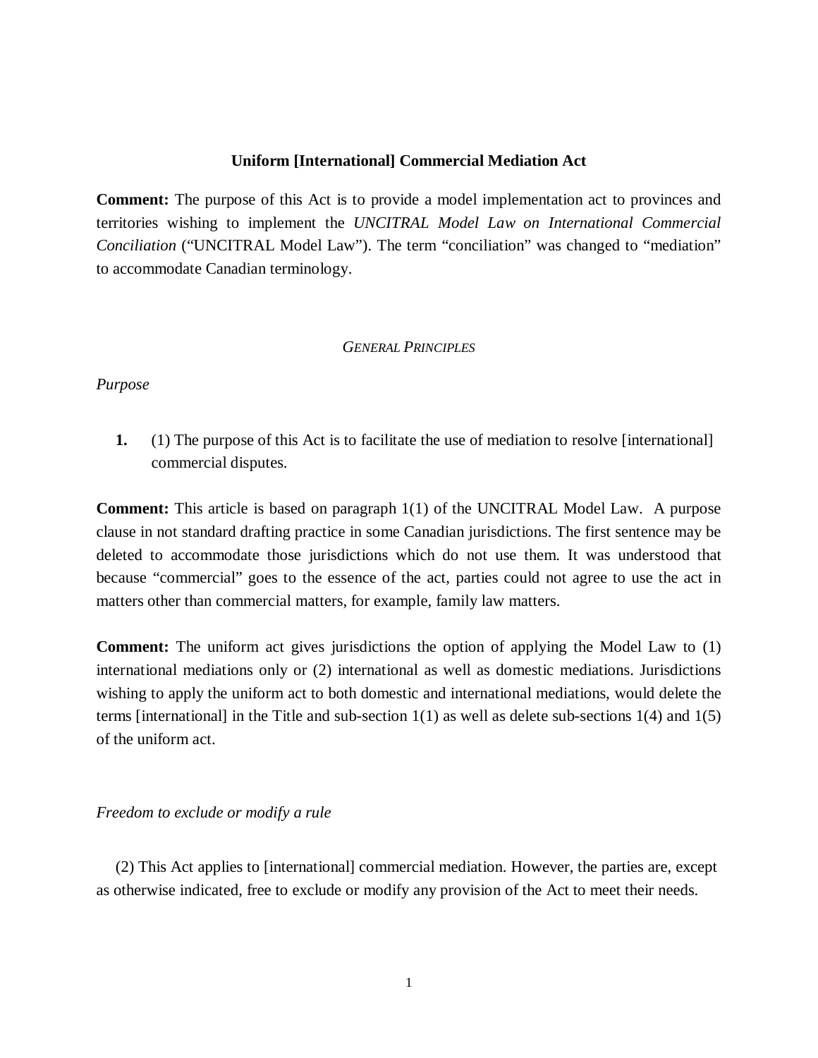# Uniform [International] Commercial Mediation Act

**Comment:** The purpose of this Act is to provide a model implementation act to provinces and territories wishing to implement the *UNCITRAL Model Law on International Commercial Conciliation* ("UNCITRAL Model Law"). The term "conciliation" was changed to "mediation" to accommodate Canadian terminology.

## *General Principles*

*Purpose*

**1.** (1) The purpose of this Act is to facilitate the use of mediation to resolve [international] commercial disputes.

**Comment:** This article is based on paragraph 1(1) of the UNCITRAL Model Law. A purpose clause in not standard drafting practice in some Canadian jurisdictions. The first sentence may be deleted to accommodate those jurisdictions which do not use them. It was understood that because "commercial" goes to the essence of the act, parties could not agree to use the act in matters other than commercial matters, for example, family law matters.

**Comment:** The uniform act gives jurisdictions the option of applying the Model Law to (1) international mediations only or (2) international as well as domestic mediations. Jurisdictions wishing to apply the uniform act to both domestic and international mediations, would delete the terms [international] in the Title and sub-section 1(1) as well as delete sub-sections 1(4) and 1(5) of the uniform act.

*Freedom to exclude or modify a rule*

(2) This Act applies to [international] commercial mediation. However, the parties are, except as otherwise indicated, free to exclude or modify any provision of the Act to meet their needs.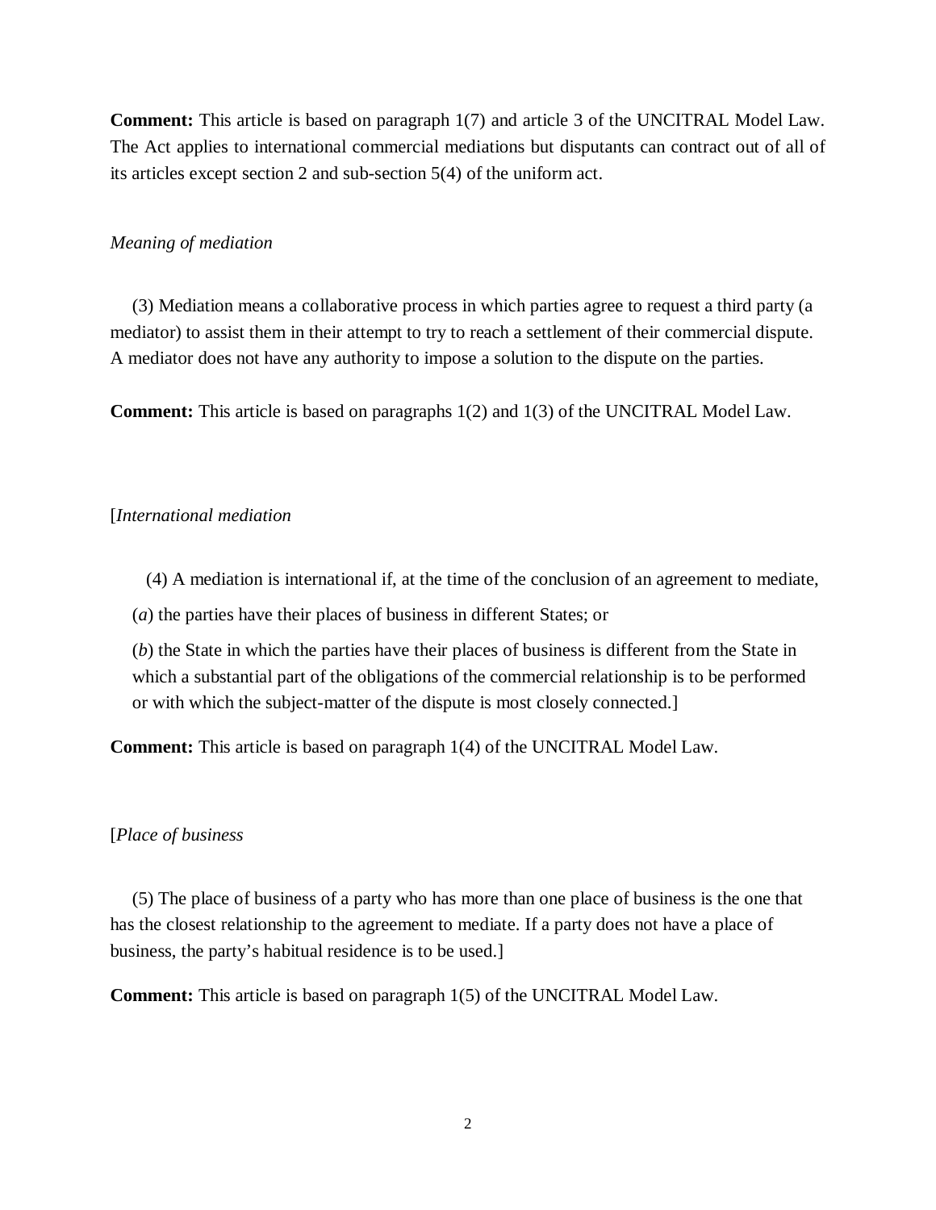**Comment:** This article is based on paragraph 1(7) and article 3 of the UNCITRAL Model Law. The Act applies to international commercial mediations but disputants can contract out of all of its articles except section 2 and sub-section 5(4) of the uniform act.

*Meaning of mediation*

(3) Mediation means a collaborative process in which parties agree to request a third party (a mediator) to assist them in their attempt to try to reach a settlement of their commercial dispute. A mediator does not have any authority to impose a solution to the dispute on the parties.

**Comment:** This article is based on paragraphs 1(2) and 1(3) of the UNCITRAL Model Law.

[*International mediation*

(4) A mediation is international if, at the time of the conclusion of an agreement to mediate,

(*a*) the parties have their places of business in different States; or

(*b*) the State in which the parties have their places of business is different from the State in which a substantial part of the obligations of the commercial relationship is to be performed or with which the subject-matter of the dispute is most closely connected.]

**Comment:** This article is based on paragraph 1(4) of the UNCITRAL Model Law.

[*Place of business*

(5) The place of business of a party who has more than one place of business is the one that has the closest relationship to the agreement to mediate. If a party does not have a place of business, the party's habitual residence is to be used.]

**Comment:** This article is based on paragraph 1(5) of the UNCITRAL Model Law.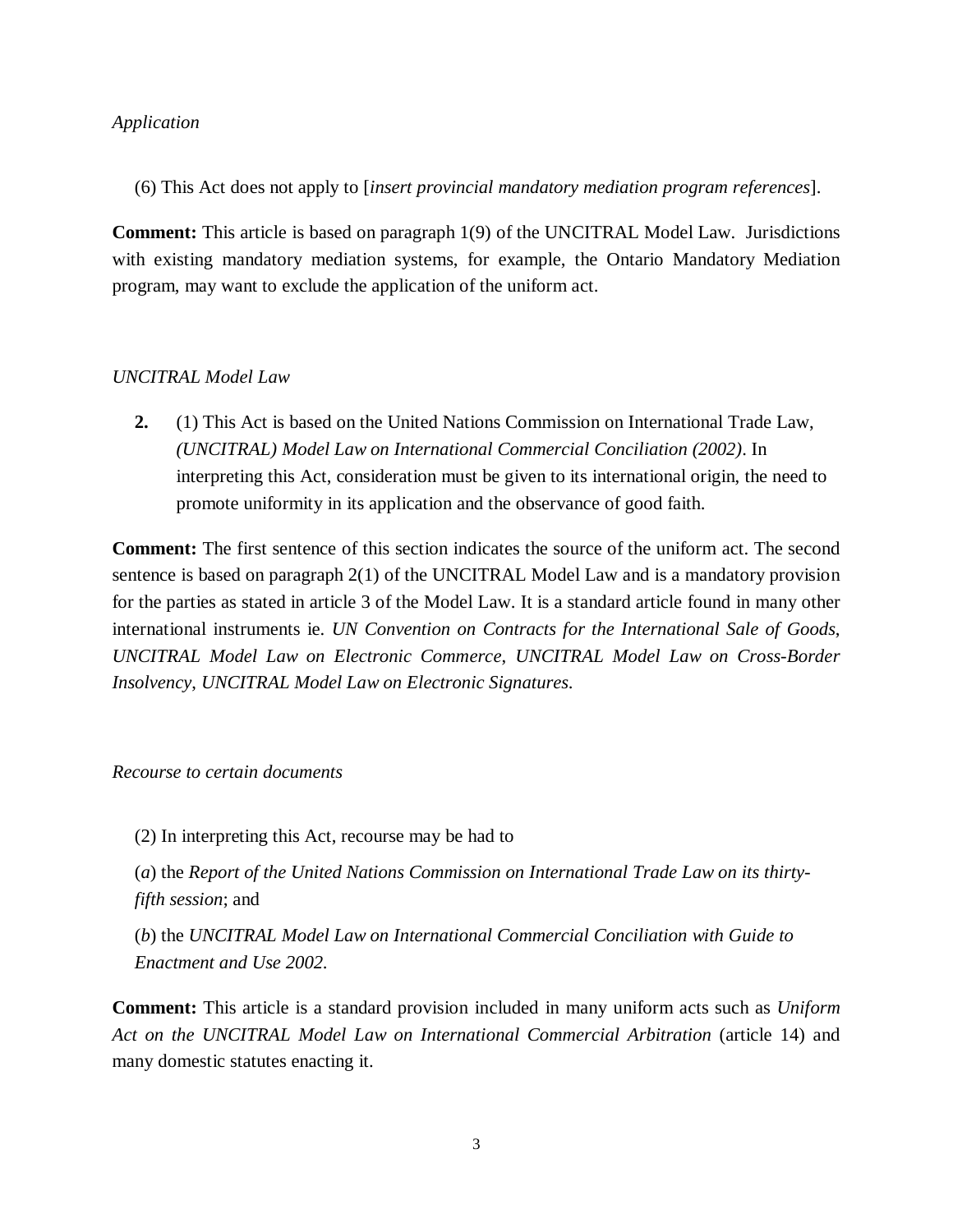*Application*

(6) This Act does not apply to [*insert provincial mandatory mediation program references*].

**Comment:** This article is based on paragraph 1(9) of the UNCITRAL Model Law. Jurisdictions with existing mandatory mediation systems, for example, the Ontario Mandatory Mediation program, may want to exclude the application of the uniform act.

*UNCITRAL Model Law*

**2.** (1) This Act is based on the United Nations Commission on International Trade Law, *(UNCITRAL) Model Law on International Commercial Conciliation (2002)*. In interpreting this Act, consideration must be given to its international origin, the need to promote uniformity in its application and the observance of good faith.

**Comment:** The first sentence of this section indicates the source of the uniform act. The second sentence is based on paragraph 2(1) of the UNCITRAL Model Law and is a mandatory provision for the parties as stated in article 3 of the Model Law. It is a standard article found in many other international instruments ie. *UN Convention on Contracts for the International Sale of Goods*, *UNCITRAL Model Law on Electronic Commerce*, *UNCITRAL Model Law on Cross-Border Insolvency*, *UNCITRAL Model Law on Electronic Signatures.*

*Recourse to certain documents*

(2) In interpreting this Act, recourse may be had to

(*a*) the *Report of the United Nations Commission on International Trade Law on its thirty-fifth session*; and

(*b*) the *UNCITRAL Model Law on International Commercial Conciliation with Guide to Enactment and Use 2002*.

**Comment:** This article is a standard provision included in many uniform acts such as *Uniform Act on the UNCITRAL Model Law on International Commercial Arbitration* (article 14) and many domestic statutes enacting it.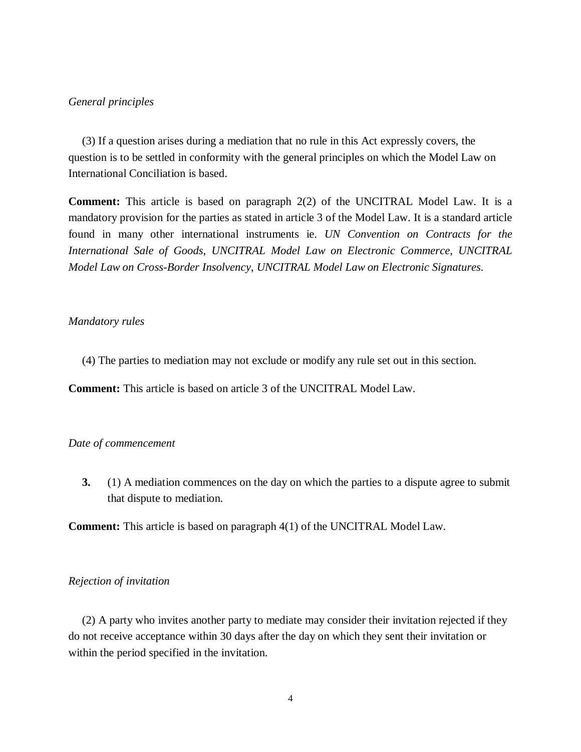*General principles*

(3) If a question arises during a mediation that no rule in this Act expressly covers, the question is to be settled in conformity with the general principles on which the Model Law on International Conciliation is based.

**Comment:** This article is based on paragraph 2(2) of the UNCITRAL Model Law. It is a mandatory provision for the parties as stated in article 3 of the Model Law. It is a standard article found in many other international instruments ie. *UN Convention on Contracts for the International Sale of Goods*, *UNCITRAL Model Law on Electronic Commerce*, *UNCITRAL Model Law on Cross-Border Insolvency*, *UNCITRAL Model Law on Electronic Signatures.*

*Mandatory rules*

(4) The parties to mediation may not exclude or modify any rule set out in this section.

**Comment:** This article is based on article 3 of the UNCITRAL Model Law.

*Date of commencement*

**3.** (1) A mediation commences on the day on which the parties to a dispute agree to submit that dispute to mediation.

**Comment:** This article is based on paragraph 4(1) of the UNCITRAL Model Law.

*Rejection of invitation*

(2) A party who invites another party to mediate may consider their invitation rejected if they do not receive acceptance within 30 days after the day on which they sent their invitation or within the period specified in the invitation.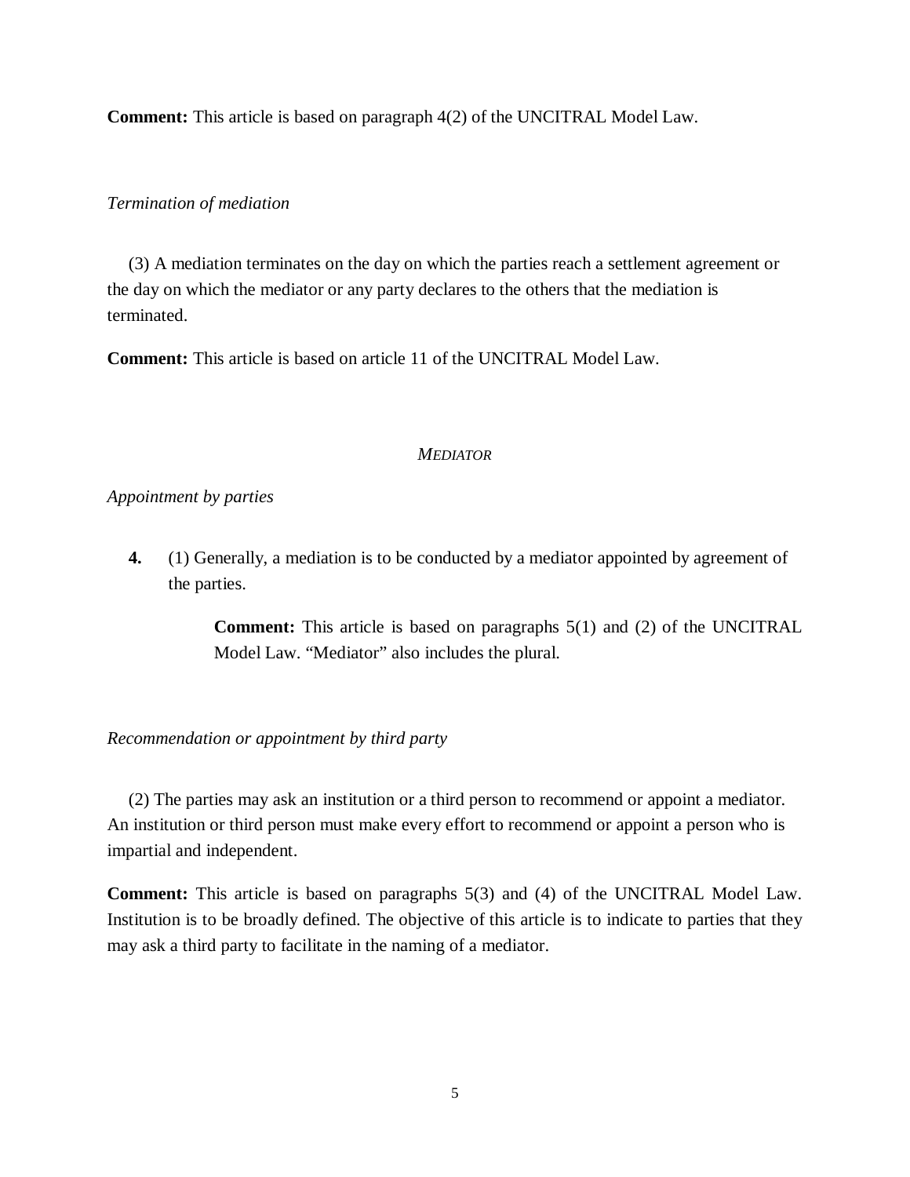**Comment:** This article is based on paragraph 4(2) of the UNCITRAL Model Law.

*Termination of mediation*

(3) A mediation terminates on the day on which the parties reach a settlement agreement or the day on which the mediator or any party declares to the others that the mediation is terminated.

**Comment:** This article is based on article 11 of the UNCITRAL Model Law.

## *MEDIATOR*

*Appointment by parties*

**4.** (1) Generally, a mediation is to be conducted by a mediator appointed by agreement of the parties.

> **Comment:** This article is based on paragraphs 5(1) and (2) of the UNCITRAL Model Law. "Mediator" also includes the plural.

*Recommendation or appointment by third party*

(2) The parties may ask an institution or a third person to recommend or appoint a mediator. An institution or third person must make every effort to recommend or appoint a person who is impartial and independent.

**Comment:** This article is based on paragraphs 5(3) and (4) of the UNCITRAL Model Law. Institution is to be broadly defined. The objective of this article is to indicate to parties that they may ask a third party to facilitate in the naming of a mediator.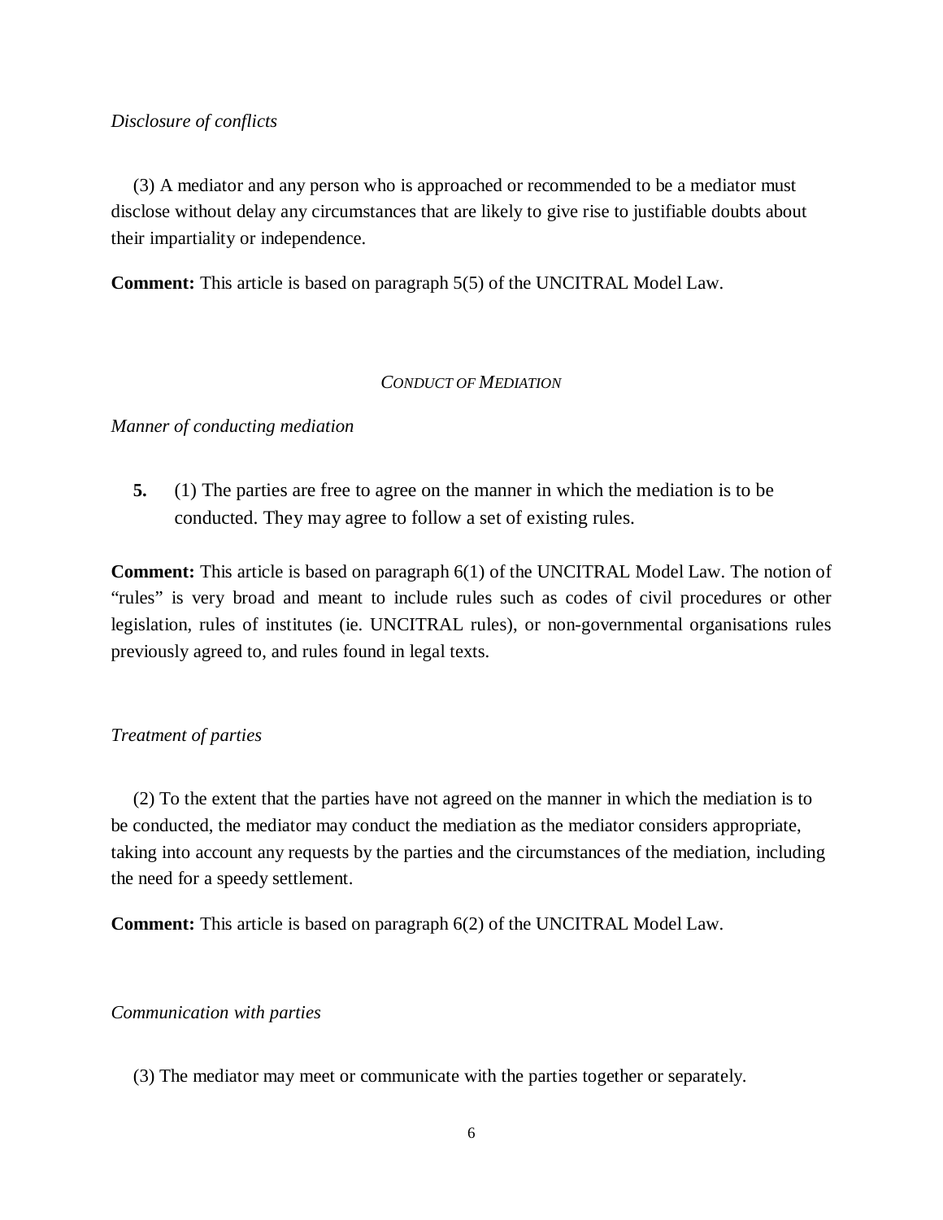*Disclosure of conflicts*

(3) A mediator and any person who is approached or recommended to be a mediator must disclose without delay any circumstances that are likely to give rise to justifiable doubts about their impartiality or independence.

**Comment:** This article is based on paragraph 5(5) of the UNCITRAL Model Law.

*CONDUCT OF MEDIATION*

*Manner of conducting mediation*

**5.** (1) The parties are free to agree on the manner in which the mediation is to be conducted. They may agree to follow a set of existing rules.

**Comment:** This article is based on paragraph 6(1) of the UNCITRAL Model Law. The notion of "rules" is very broad and meant to include rules such as codes of civil procedures or other legislation, rules of institutes (ie. UNCITRAL rules), or non-governmental organisations rules previously agreed to, and rules found in legal texts.

*Treatment of parties*

(2) To the extent that the parties have not agreed on the manner in which the mediation is to be conducted, the mediator may conduct the mediation as the mediator considers appropriate, taking into account any requests by the parties and the circumstances of the mediation, including the need for a speedy settlement.

**Comment:** This article is based on paragraph 6(2) of the UNCITRAL Model Law.

*Communication with parties*

(3) The mediator may meet or communicate with the parties together or separately.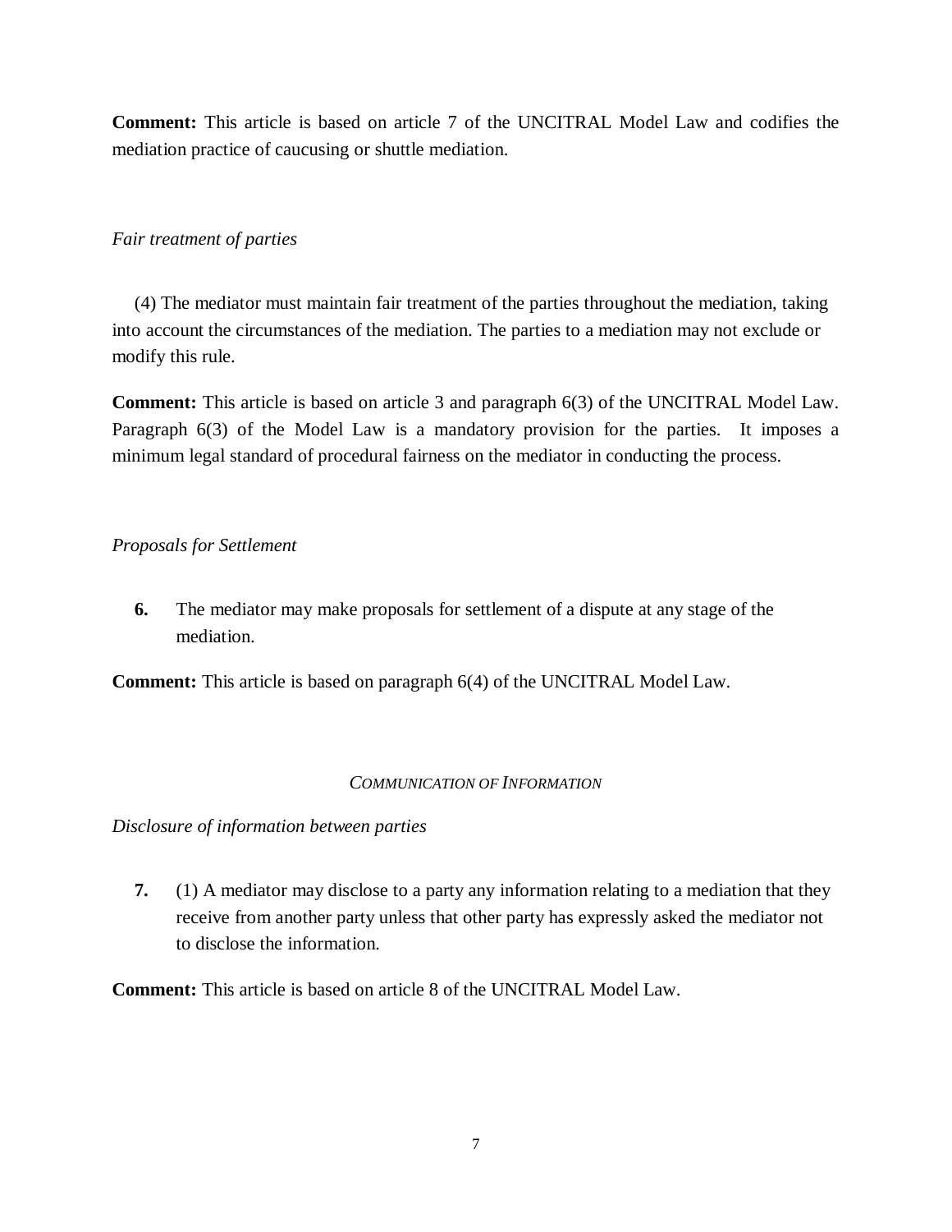**Comment:** This article is based on article 7 of the UNCITRAL Model Law and codifies the mediation practice of caucusing or shuttle mediation.

*Fair treatment of parties*

(4) The mediator must maintain fair treatment of the parties throughout the mediation, taking into account the circumstances of the mediation. The parties to a mediation may not exclude or modify this rule.

**Comment:** This article is based on article 3 and paragraph 6(3) of the UNCITRAL Model Law. Paragraph 6(3) of the Model Law is a mandatory provision for the parties. It imposes a minimum legal standard of procedural fairness on the mediator in conducting the process.

*Proposals for Settlement*

**6.** The mediator may make proposals for settlement of a dispute at any stage of the mediation.

**Comment:** This article is based on paragraph 6(4) of the UNCITRAL Model Law.

*COMMUNICATION OF INFORMATION*

*Disclosure of information between parties*

**7.** (1) A mediator may disclose to a party any information relating to a mediation that they receive from another party unless that other party has expressly asked the mediator not to disclose the information.

**Comment:** This article is based on article 8 of the UNCITRAL Model Law.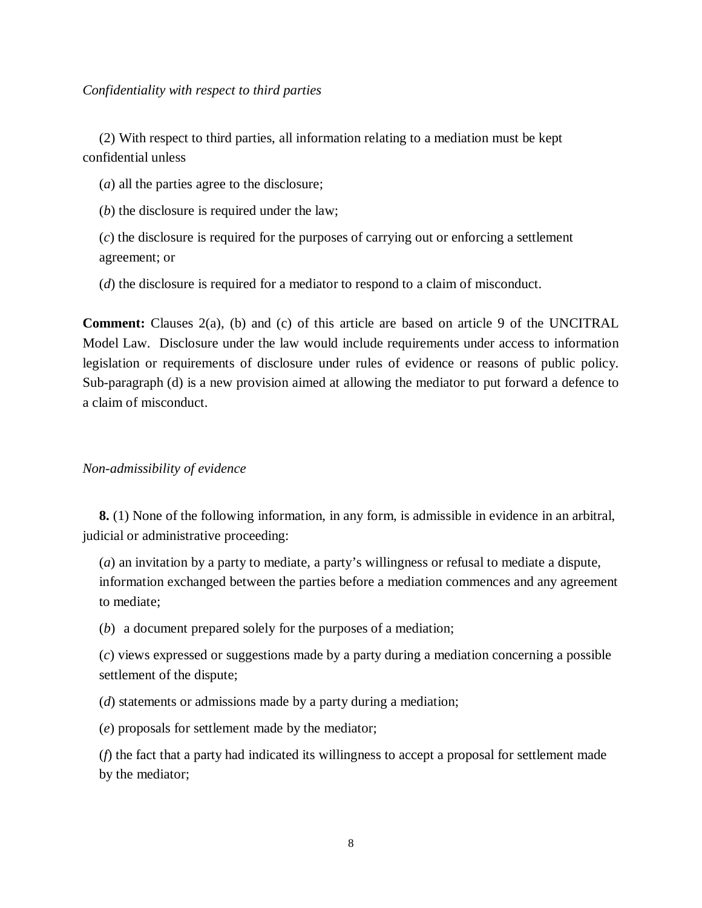*Confidentiality with respect to third parties*

(2) With respect to third parties, all information relating to a mediation must be kept confidential unless

(*a*) all the parties agree to the disclosure;

(*b*) the disclosure is required under the law;

(*c*) the disclosure is required for the purposes of carrying out or enforcing a settlement agreement; or

(*d*) the disclosure is required for a mediator to respond to a claim of misconduct.

**Comment:** Clauses 2(a), (b) and (c) of this article are based on article 9 of the UNCITRAL Model Law. Disclosure under the law would include requirements under access to information legislation or requirements of disclosure under rules of evidence or reasons of public policy. Sub-paragraph (d) is a new provision aimed at allowing the mediator to put forward a defence to a claim of misconduct.

*Non-admissibility of evidence*

**8.** (1) None of the following information, in any form, is admissible in evidence in an arbitral, judicial or administrative proceeding:

(*a*) an invitation by a party to mediate, a party's willingness or refusal to mediate a dispute, information exchanged between the parties before a mediation commences and any agreement to mediate;

(*b*) a document prepared solely for the purposes of a mediation;

(*c*) views expressed or suggestions made by a party during a mediation concerning a possible settlement of the dispute;

(*d*) statements or admissions made by a party during a mediation;

(*e*) proposals for settlement made by the mediator;

(*f*) the fact that a party had indicated its willingness to accept a proposal for settlement made by the mediator;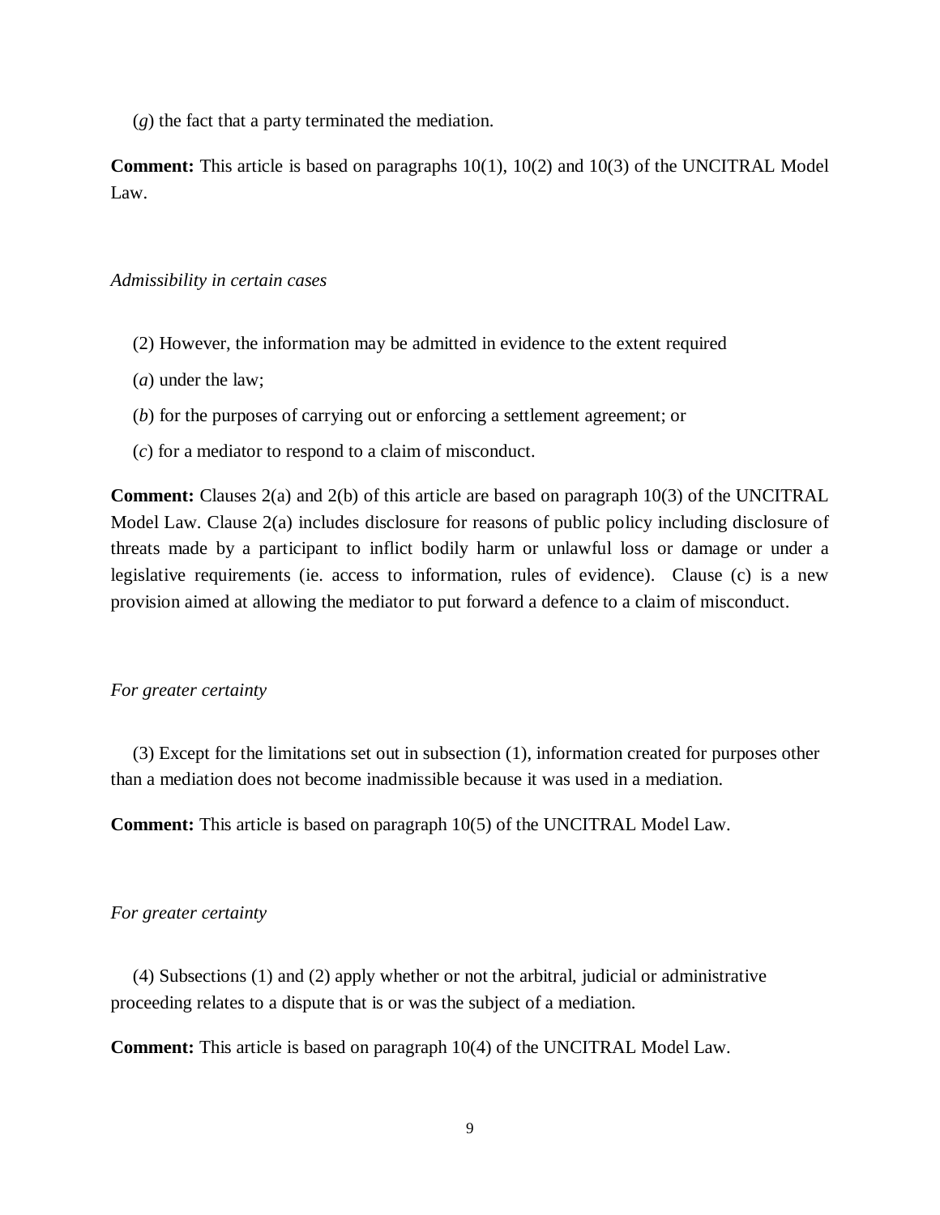(*g*) the fact that a party terminated the mediation.

**Comment:** This article is based on paragraphs 10(1), 10(2) and 10(3) of the UNCITRAL Model Law.

*Admissibility in certain cases*

(2) However, the information may be admitted in evidence to the extent required

(*a*) under the law;

(*b*) for the purposes of carrying out or enforcing a settlement agreement; or

(*c*) for a mediator to respond to a claim of misconduct.

**Comment:** Clauses 2(a) and 2(b) of this article are based on paragraph 10(3) of the UNCITRAL Model Law. Clause 2(a) includes disclosure for reasons of public policy including disclosure of threats made by a participant to inflict bodily harm or unlawful loss or damage or under a legislative requirements (ie. access to information, rules of evidence). Clause (c) is a new provision aimed at allowing the mediator to put forward a defence to a claim of misconduct.

*For greater certainty*

(3) Except for the limitations set out in subsection (1), information created for purposes other than a mediation does not become inadmissible because it was used in a mediation.

**Comment:** This article is based on paragraph 10(5) of the UNCITRAL Model Law.

*For greater certainty*

(4) Subsections (1) and (2) apply whether or not the arbitral, judicial or administrative proceeding relates to a dispute that is or was the subject of a mediation.

**Comment:** This article is based on paragraph 10(4) of the UNCITRAL Model Law.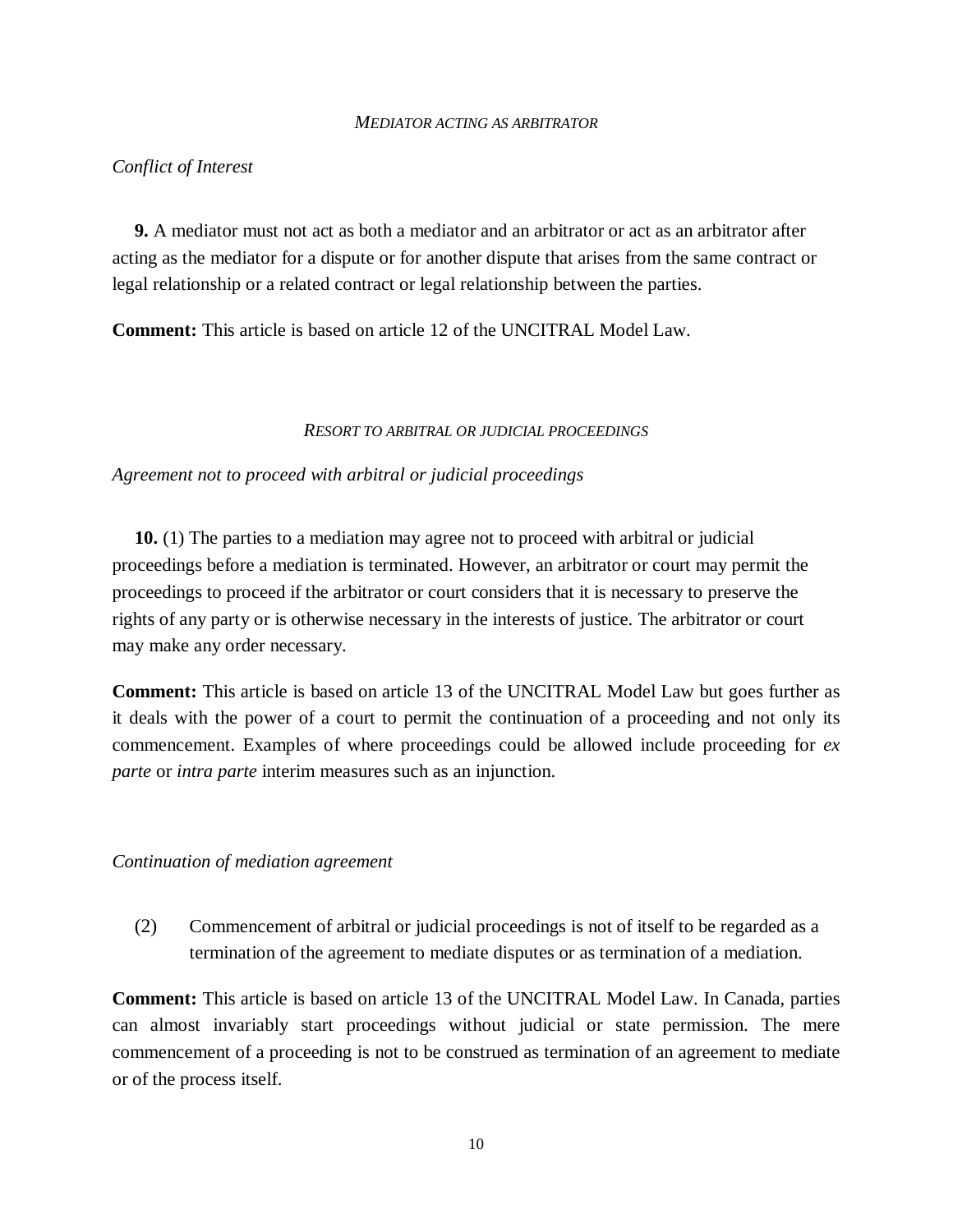### *MEDIATOR ACTING AS ARBITRATOR*

*Conflict of Interest*

**9.** A mediator must not act as both a mediator and an arbitrator or act as an arbitrator after acting as the mediator for a dispute or for another dispute that arises from the same contract or legal relationship or a related contract or legal relationship between the parties.

**Comment:** This article is based on article 12 of the UNCITRAL Model Law.

### *RESORT TO ARBITRAL OR JUDICIAL PROCEEDINGS*

*Agreement not to proceed with arbitral or judicial proceedings*

**10.** (1) The parties to a mediation may agree not to proceed with arbitral or judicial proceedings before a mediation is terminated. However, an arbitrator or court may permit the proceedings to proceed if the arbitrator or court considers that it is necessary to preserve the rights of any party or is otherwise necessary in the interests of justice. The arbitrator or court may make any order necessary.

**Comment:** This article is based on article 13 of the UNCITRAL Model Law but goes further as it deals with the power of a court to permit the continuation of a proceeding and not only its commencement. Examples of where proceedings could be allowed include proceeding for *ex parte* or *intra parte* interim measures such as an injunction.

*Continuation of mediation agreement*

(2) Commencement of arbitral or judicial proceedings is not of itself to be regarded as a termination of the agreement to mediate disputes or as termination of a mediation.

**Comment:** This article is based on article 13 of the UNCITRAL Model Law. In Canada, parties can almost invariably start proceedings without judicial or state permission. The mere commencement of a proceeding is not to be construed as termination of an agreement to mediate or of the process itself.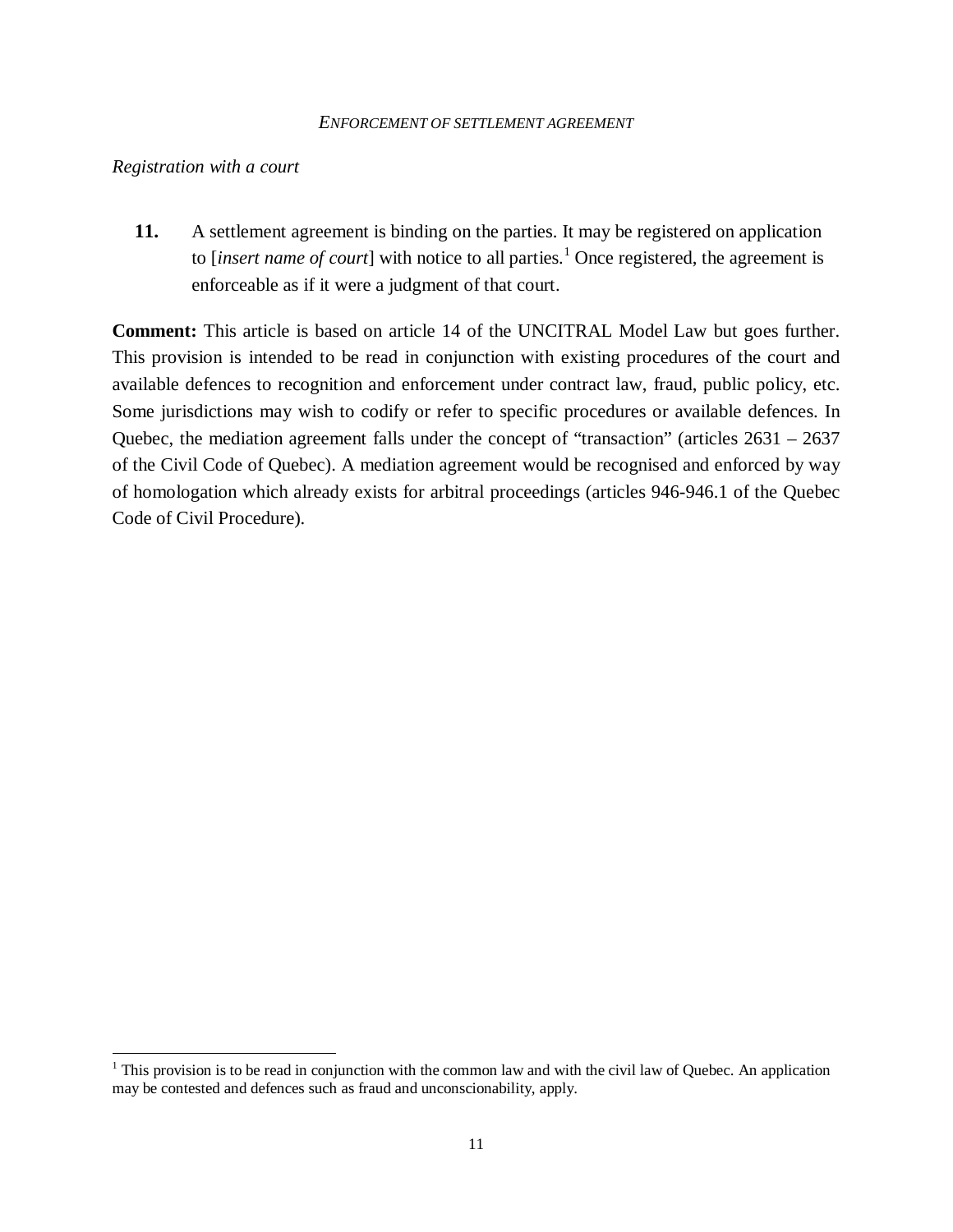## *ENFORCEMENT OF SETTLEMENT AGREEMENT*

*Registration with a court*

**11.** A settlement agreement is binding on the parties. It may be registered on application to [*insert name of court*] with notice to all parties.[1] Once registered, the agreement is enforceable as if it were a judgment of that court.

**Comment:** This article is based on article 14 of the UNCITRAL Model Law but goes further. This provision is intended to be read in conjunction with existing procedures of the court and available defences to recognition and enforcement under contract law, fraud, public policy, etc. Some jurisdictions may wish to codify or refer to specific procedures or available defences. In Quebec, the mediation agreement falls under the concept of "transaction" (articles 2631 – 2637 of the Civil Code of Quebec). A mediation agreement would be recognised and enforced by way of homologation which already exists for arbitral proceedings (articles 946-946.1 of the Quebec Code of Civil Procedure).

---

[1] This provision is to be read in conjunction with the common law and with the civil law of Quebec. An application may be contested and defences such as fraud and unconscionability, apply.